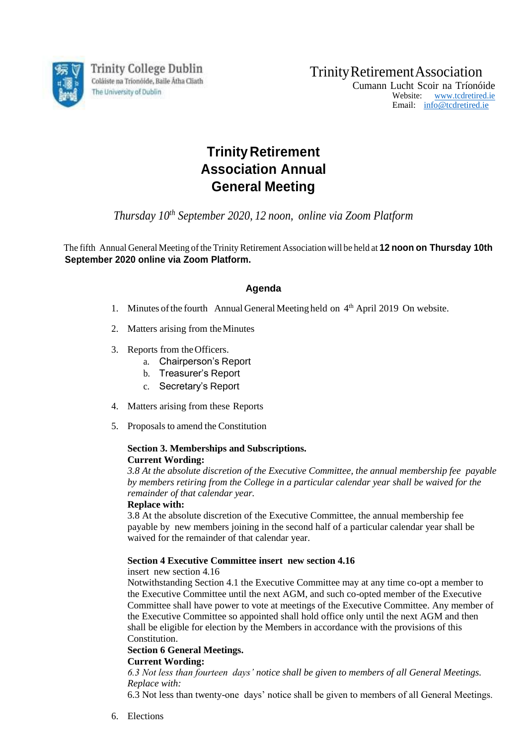Trinity College Dublin
Coláiste na Tríonóide, Baile Átha Cliath
The University of Dublin

Trinity Retirement Association
Cumann Lucht Scoir na Tríonóide
Website: www.tcdretired.ie
Email: info@tcdretired.ie

# Trinity Retirement Association Annual General Meeting

*Thursday 10th September 2020, 12 noon, online via Zoom Platform*

The fifth Annual General Meeting of the Trinity Retirement Association will be held at **12 noon on Thursday 10th September 2020 online via Zoom Platform.**

## Agenda

1. Minutes of the fourth Annual General Meeting held on 4th April 2019 On website.

2. Matters arising from the Minutes

3. Reports from the Officers.
   a. Chairperson's Report
   b. Treasurer's Report
   c. Secretary's Report

4. Matters arising from these Reports

5. Proposals to amend the Constitution

   **Section 3. Memberships and Subscriptions.**
   **Current Wording:**
   *3.8 At the absolute discretion of the Executive Committee, the annual membership fee payable by members retiring from the College in a particular calendar year shall be waived for the remainder of that calendar year.*
   **Replace with:**
   3.8 At the absolute discretion of the Executive Committee, the annual membership fee payable by new members joining in the second half of a particular calendar year shall be waived for the remainder of that calendar year.

   **Section 4 Executive Committee insert new section 4.16**
   insert new section 4.16
   Notwithstanding Section 4.1 the Executive Committee may at any time co-opt a member to the Executive Committee until the next AGM, and such co-opted member of the Executive Committee shall have power to vote at meetings of the Executive Committee. Any member of the Executive Committee so appointed shall hold office only until the next AGM and then shall be eligible for election by the Members in accordance with the provisions of this Constitution.
   **Section 6 General Meetings.**
   **Current Wording:**
   *6.3 Not less than fourteen days' notice shall be given to members of all General Meetings.*
   *Replace with:*
   6.3 Not less than twenty-one days' notice shall be given to members of all General Meetings.

6. Elections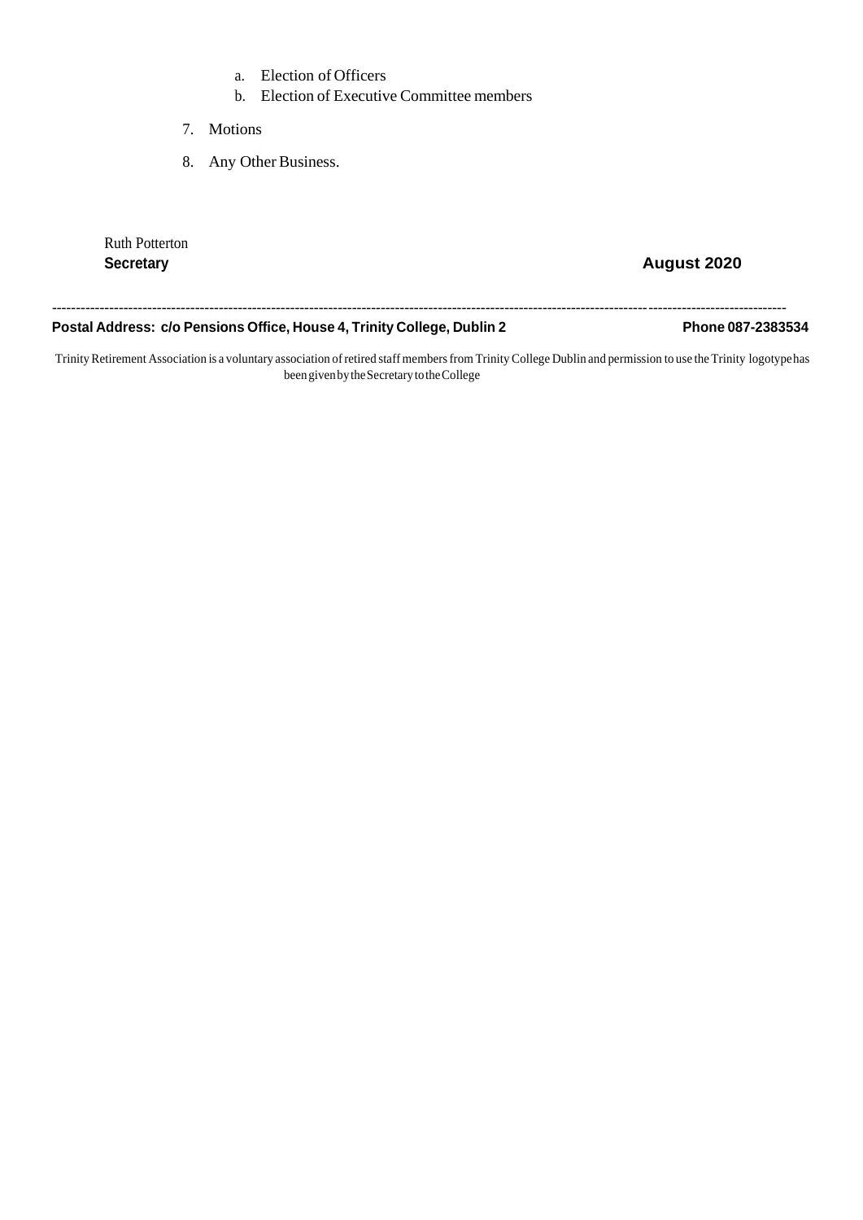a. Election of Officers
   b. Election of Executive Committee members

7. Motions

8. Any Other Business.

Ruth Potterton
**Secretary** **August 2020**

---

**Postal Address: c/o Pensions Office, House 4, Trinity College, Dublin 2** **Phone 087-2383534**

Trinity Retirement Association is a voluntary association of retired staff members from Trinity College Dublin and permission to use the Trinity logotype has been given by the Secretary to the College